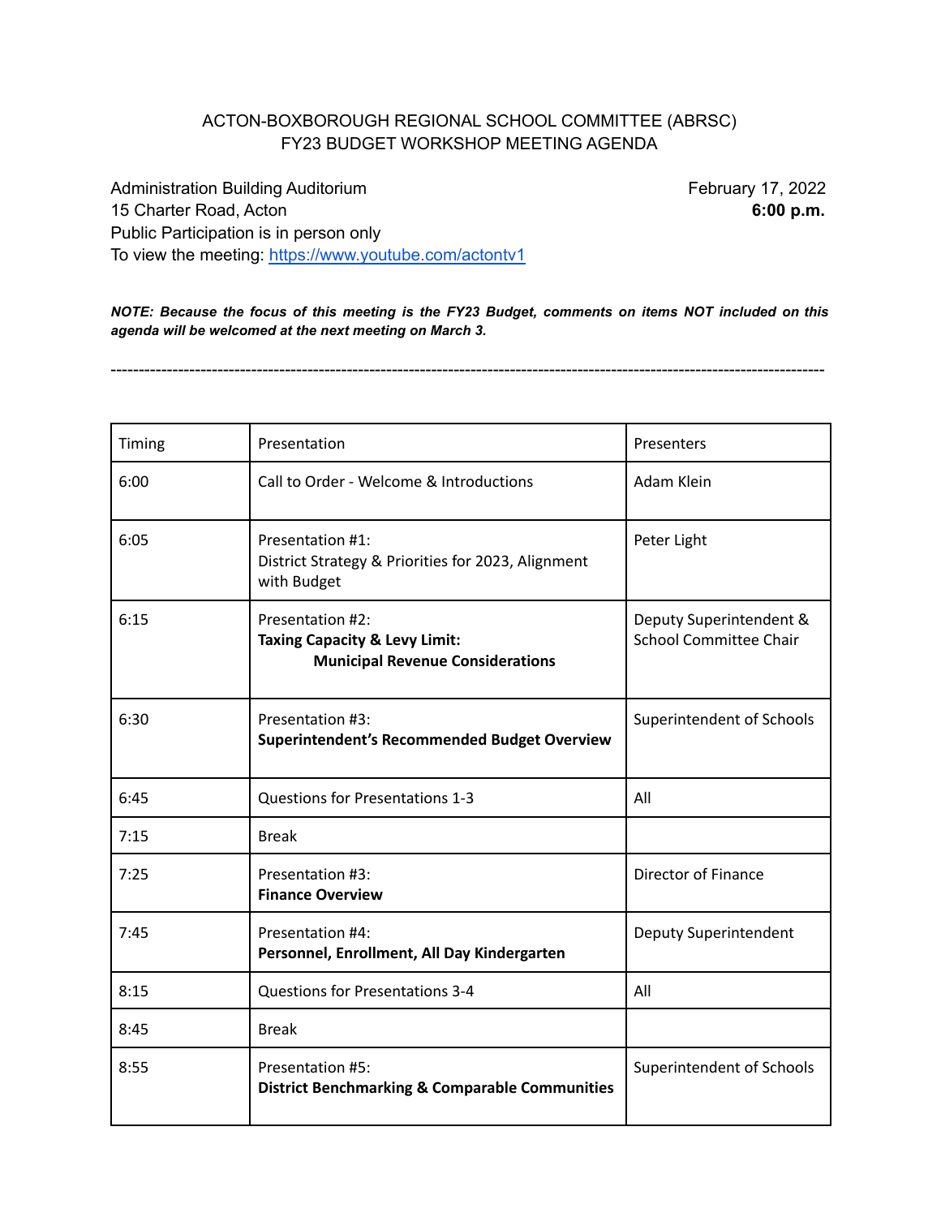# ACTON-BOXBOROUGH REGIONAL SCHOOL COMMITTEE (ABRSC)
## FY23 BUDGET WORKSHOP MEETING AGENDA

Administration Building Auditorium
15 Charter Road, Acton
Public Participation is in person only
To view the meeting: https://www.youtube.com/actontv1

February 17, 2022
**6:00 p.m.**

***NOTE: Because the focus of this meeting is the FY23 Budget, comments on items NOT included on this agenda will be welcomed at the next meeting on March 3.***

---

| Timing | Presentation | Presenters |
|---|---|---|
| 6:00 | Call to Order - Welcome & Introductions | Adam Klein |
| 6:05 | Presentation #1: District Strategy & Priorities for 2023, Alignment with Budget | Peter Light |
| 6:15 | Presentation #2: **Taxing Capacity & Levy Limit: Municipal Revenue Considerations** | Deputy Superintendent & School Committee Chair |
| 6:30 | Presentation #3: **Superintendent's Recommended Budget Overview** | Superintendent of Schools |
| 6:45 | Questions for Presentations 1-3 | All |
| 7:15 | Break | |
| 7:25 | Presentation #3: **Finance Overview** | Director of Finance |
| 7:45 | Presentation #4: **Personnel, Enrollment, All Day Kindergarten** | Deputy Superintendent |
| 8:15 | Questions for Presentations 3-4 | All |
| 8:45 | Break | |
| 8:55 | Presentation #5: **District Benchmarking & Comparable Communities** | Superintendent of Schools |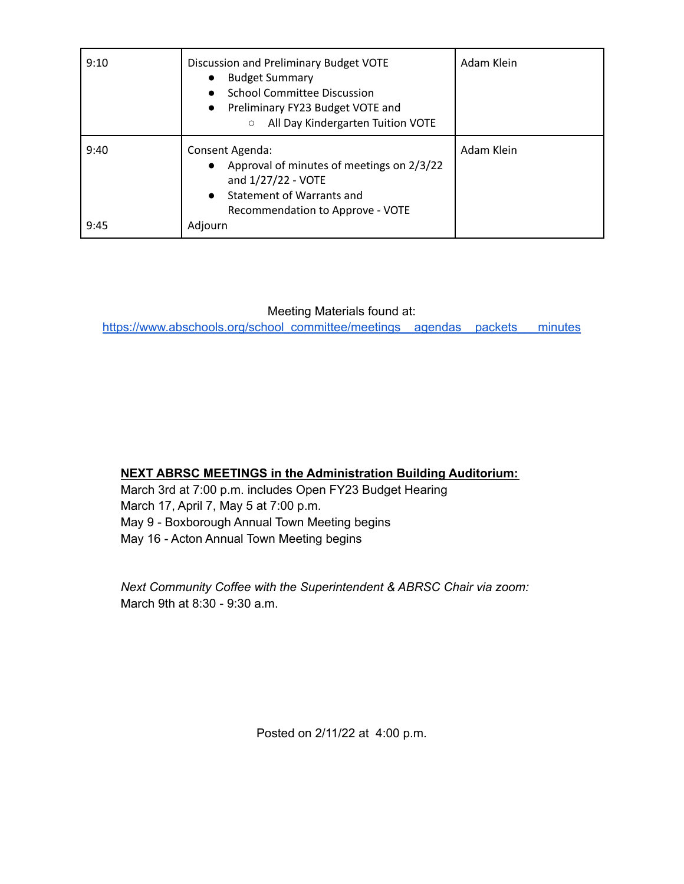| | | |
|---|---|---|
| 9:10 | Discussion and Preliminary Budget VOTE<br>• Budget Summary<br>• School Committee Discussion<br>• Preliminary FY23 Budget VOTE and<br>  ○ All Day Kindergarten Tuition VOTE | Adam Klein |
| 9:40<br><br><br><br>9:45 | Consent Agenda:<br>• Approval of minutes of meetings on 2/3/22 and 1/27/22 - VOTE<br>• Statement of Warrants and Recommendation to Approve - VOTE<br>Adjourn | Adam Klein |

Meeting Materials found at:
https://www.abschools.org/school_committee/meetings__agendas__packets___minutes

**NEXT ABRSC MEETINGS in the Administration Building Auditorium:**

March 3rd at 7:00 p.m. includes Open FY23 Budget Hearing
March 17, April 7, May 5 at 7:00 p.m.
May 9 - Boxborough Annual Town Meeting begins
May 16 - Acton Annual Town Meeting begins

*Next Community Coffee with the Superintendent & ABRSC Chair via zoom:*
March 9th at 8:30 - 9:30 a.m.

Posted on 2/11/22 at 4:00 p.m.